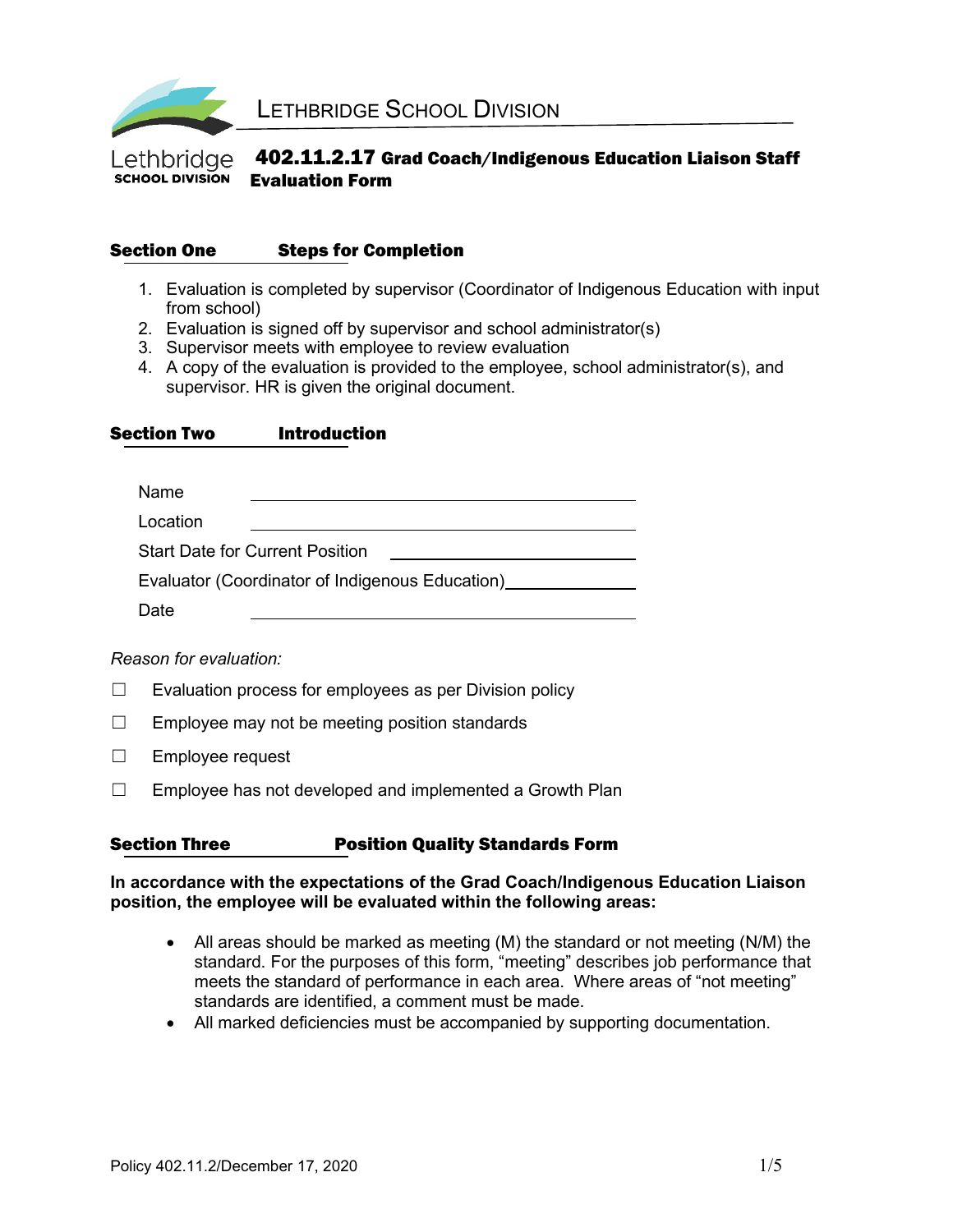LETHBRIDGE SCHOOL DIVISION

Lethbridge SCHOOL DIVISION

# 402.11.2.17 Grad Coach/Indigenous Education Liaison Staff Evaluation Form

## Section One    Steps for Completion

1. Evaluation is completed by supervisor (Coordinator of Indigenous Education with input from school)
2. Evaluation is signed off by supervisor and school administrator(s)
3. Supervisor meets with employee to review evaluation
4. A copy of the evaluation is provided to the employee, school administrator(s), and supervisor. HR is given the original document.

## Section Two    Introduction

Name ______________________________

Location ______________________________

Start Date for Current Position ______________________

Evaluator (Coordinator of Indigenous Education)______________

Date ______________________________

*Reason for evaluation:*

☐ Evaluation process for employees as per Division policy

☐ Employee may not be meeting position standards

☐ Employee request

☐ Employee has not developed and implemented a Growth Plan

## Section Three    Position Quality Standards Form

**In accordance with the expectations of the Grad Coach/Indigenous Education Liaison position, the employee will be evaluated within the following areas:**

- All areas should be marked as meeting (M) the standard or not meeting (N/M) the standard. For the purposes of this form, "meeting" describes job performance that meets the standard of performance in each area. Where areas of "not meeting" standards are identified, a comment must be made.
- All marked deficiencies must be accompanied by supporting documentation.

Policy 402.11.2/December 17, 2020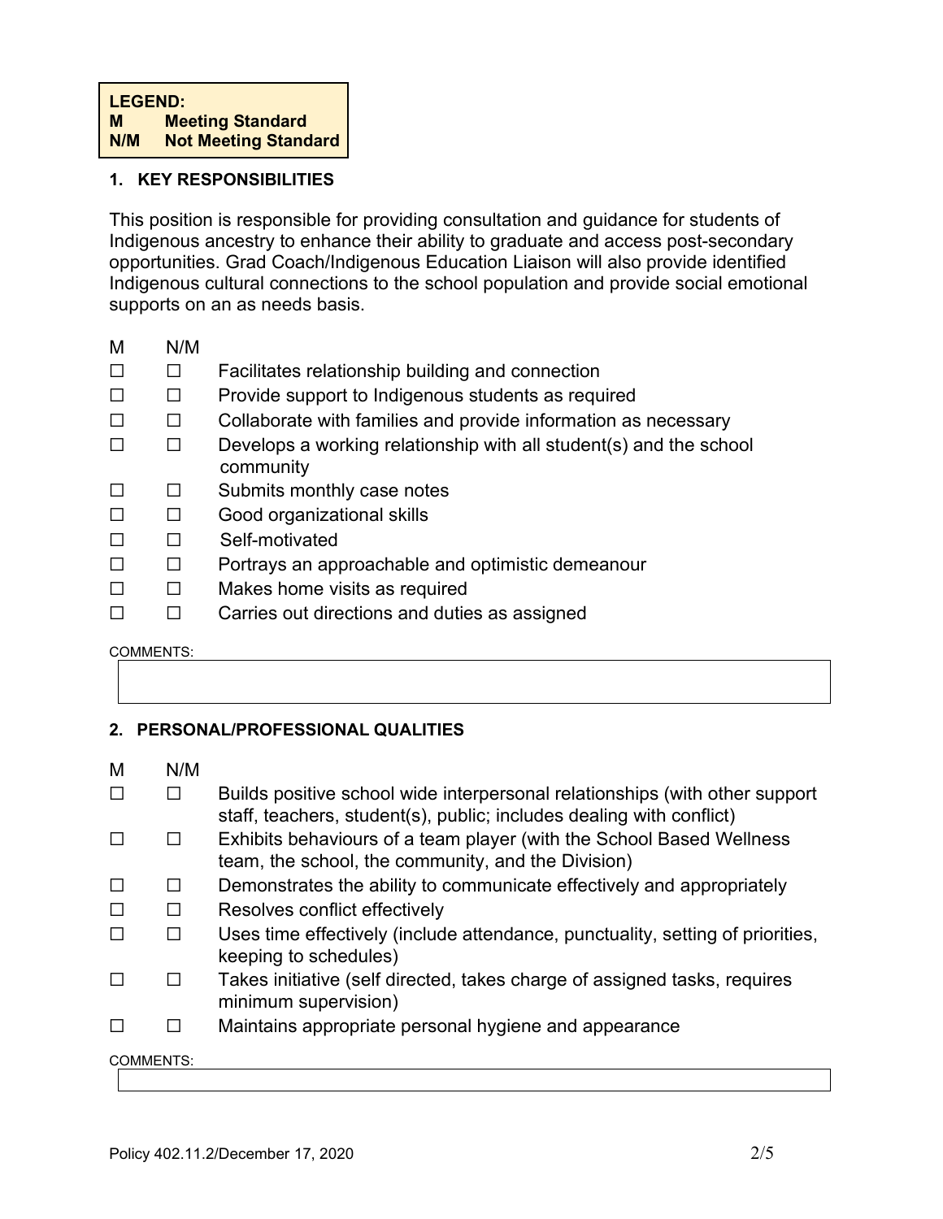**LEGEND:**
**M Meeting Standard**
**N/M Not Meeting Standard**

### 1. KEY RESPONSIBILITIES

This position is responsible for providing consultation and guidance for students of Indigenous ancestry to enhance their ability to graduate and access post-secondary opportunities. Grad Coach/Indigenous Education Liaison will also provide identified Indigenous cultural connections to the school population and provide social emotional supports on an as needs basis.

| M | N/M | |
|---|---|---|
| ☐ | ☐ | Facilitates relationship building and connection |
| ☐ | ☐ | Provide support to Indigenous students as required |
| ☐ | ☐ | Collaborate with families and provide information as necessary |
| ☐ | ☐ | Develops a working relationship with all student(s) and the school community |
| ☐ | ☐ | Submits monthly case notes |
| ☐ | ☐ | Good organizational skills |
| ☐ | ☐ | Self-motivated |
| ☐ | ☐ | Portrays an approachable and optimistic demeanour |
| ☐ | ☐ | Makes home visits as required |
| ☐ | ☐ | Carries out directions and duties as assigned |

COMMENTS:

### 2. PERSONAL/PROFESSIONAL QUALITIES

| M | N/M | |
|---|---|---|
| ☐ | ☐ | Builds positive school wide interpersonal relationships (with other support staff, teachers, student(s), public; includes dealing with conflict) |
| ☐ | ☐ | Exhibits behaviours of a team player (with the School Based Wellness team, the school, the community, and the Division) |
| ☐ | ☐ | Demonstrates the ability to communicate effectively and appropriately |
| ☐ | ☐ | Resolves conflict effectively |
| ☐ | ☐ | Uses time effectively (include attendance, punctuality, setting of priorities, keeping to schedules) |
| ☐ | ☐ | Takes initiative (self directed, takes charge of assigned tasks, requires minimum supervision) |
| ☐ | ☐ | Maintains appropriate personal hygiene and appearance |

COMMENTS:

Policy 402.11.2/December 17, 2020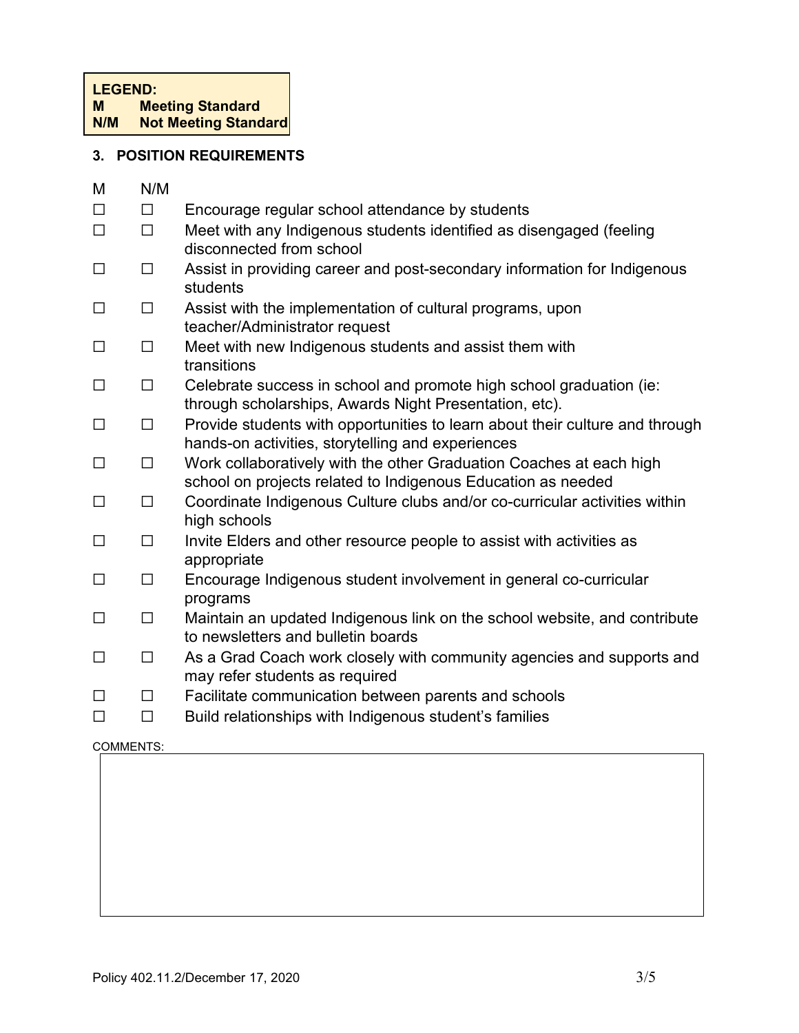**LEGEND:**
**M Meeting Standard**
**N/M Not Meeting Standard**

## 3. POSITION REQUIREMENTS

| M | N/M | |
|---|---|---|
| ☐ | ☐ | Encourage regular school attendance by students |
| ☐ | ☐ | Meet with any Indigenous students identified as disengaged (feeling disconnected from school |
| ☐ | ☐ | Assist in providing career and post-secondary information for Indigenous students |
| ☐ | ☐ | Assist with the implementation of cultural programs, upon teacher/Administrator request |
| ☐ | ☐ | Meet with new Indigenous students and assist them with transitions |
| ☐ | ☐ | Celebrate success in school and promote high school graduation (ie: through scholarships, Awards Night Presentation, etc). |
| ☐ | ☐ | Provide students with opportunities to learn about their culture and through hands-on activities, storytelling and experiences |
| ☐ | ☐ | Work collaboratively with the other Graduation Coaches at each high school on projects related to Indigenous Education as needed |
| ☐ | ☐ | Coordinate Indigenous Culture clubs and/or co-curricular activities within high schools |
| ☐ | ☐ | Invite Elders and other resource people to assist with activities as appropriate |
| ☐ | ☐ | Encourage Indigenous student involvement in general co-curricular programs |
| ☐ | ☐ | Maintain an updated Indigenous link on the school website, and contribute to newsletters and bulletin boards |
| ☐ | ☐ | As a Grad Coach work closely with community agencies and supports and may refer students as required |
| ☐ | ☐ | Facilitate communication between parents and schools |
| ☐ | ☐ | Build relationships with Indigenous student's families |

COMMENTS:

Policy 402.11.2/December 17, 2020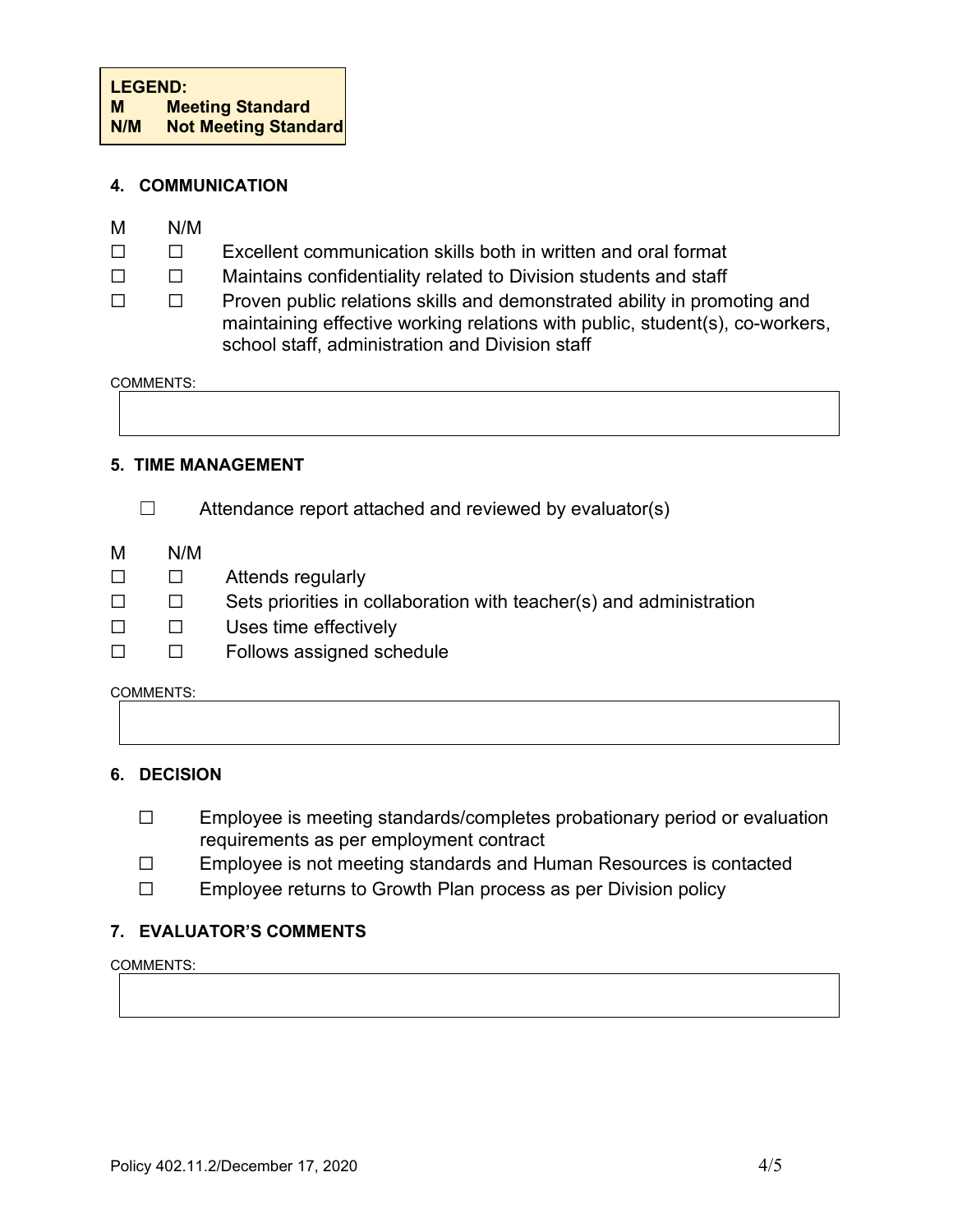**LEGEND:**
**M Meeting Standard**
**N/M Not Meeting Standard**

#### 4. COMMUNICATION

| M | N/M | |
|---|---|---|
| ☐ | ☐ | Excellent communication skills both in written and oral format |
| ☐ | ☐ | Maintains confidentiality related to Division students and staff |
| ☐ | ☐ | Proven public relations skills and demonstrated ability in promoting and maintaining effective working relations with public, student(s), co-workers, school staff, administration and Division staff |

COMMENTS:

#### 5. TIME MANAGEMENT

☐ Attendance report attached and reviewed by evaluator(s)

| M | N/M | |
|---|---|---|
| ☐ | ☐ | Attends regularly |
| ☐ | ☐ | Sets priorities in collaboration with teacher(s) and administration |
| ☐ | ☐ | Uses time effectively |
| ☐ | ☐ | Follows assigned schedule |

COMMENTS:

#### 6. DECISION

☐ Employee is meeting standards/completes probationary period or evaluation requirements as per employment contract

☐ Employee is not meeting standards and Human Resources is contacted

☐ Employee returns to Growth Plan process as per Division policy

#### 7. EVALUATOR'S COMMENTS

COMMENTS:

Policy 402.11.2/December 17, 2020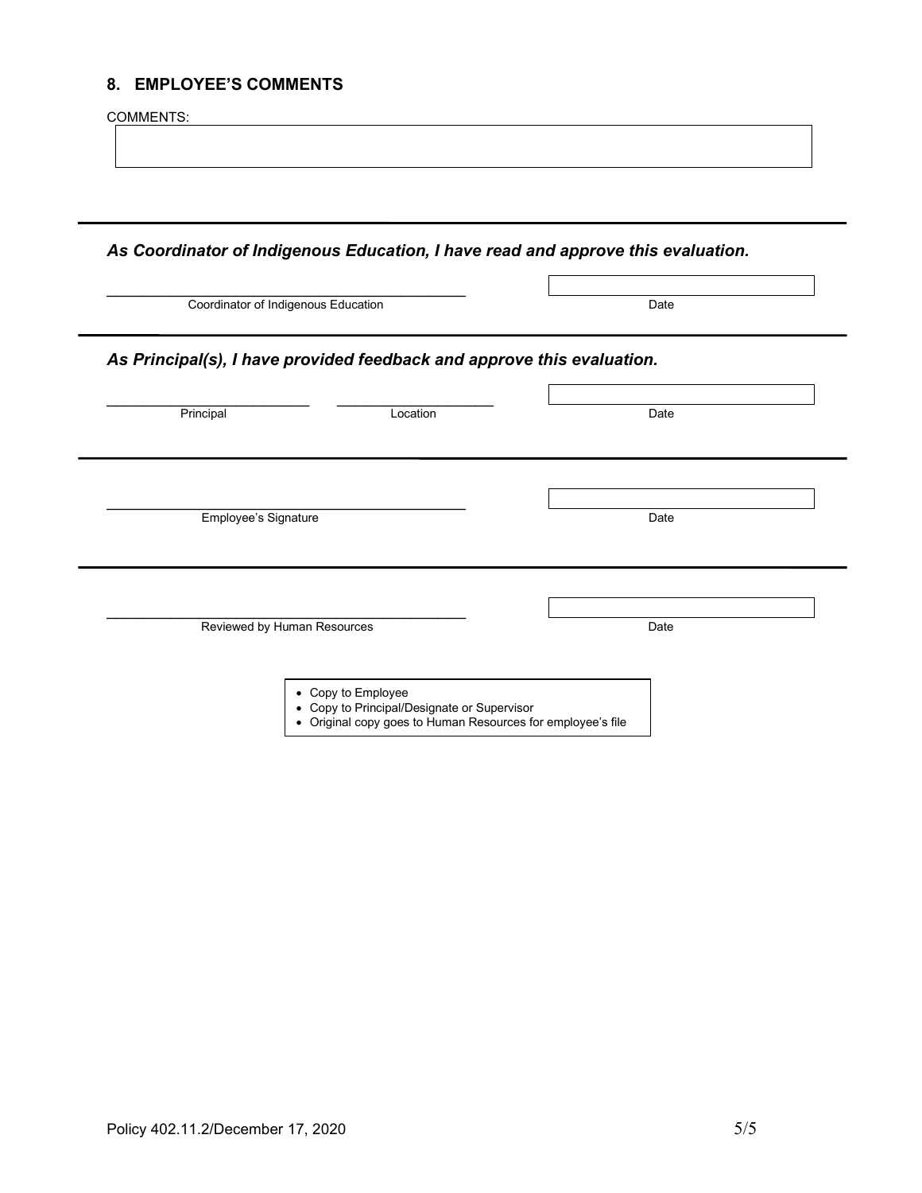## 8. EMPLOYEE'S COMMENTS

COMMENTS:

---

***As Coordinator of Indigenous Education, I have read and approve this evaluation.***

\_\_\_\_\_\_\_\_\_\_\_\_\_\_\_\_\_\_\_\_\_\_\_\_\_\_\_\_\_\_\_\_\_\_\_\_\_\_\_\_
Coordinator of Indigenous Education

Date

---

***As Principal(s), I have provided feedback and approve this evaluation.***

\_\_\_\_\_\_\_\_\_\_\_\_\_\_\_\_\_\_\_\_\_\_ \_\_\_\_\_\_\_\_\_\_\_\_\_\_\_\_\_\_
Principal Location

Date

---

\_\_\_\_\_\_\_\_\_\_\_\_\_\_\_\_\_\_\_\_\_\_\_\_\_\_\_\_\_\_\_\_\_\_\_\_\_\_\_\_
Employee's Signature

Date

---

\_\_\_\_\_\_\_\_\_\_\_\_\_\_\_\_\_\_\_\_\_\_\_\_\_\_\_\_\_\_\_\_\_\_\_\_\_\_\_\_
Reviewed by Human Resources

Date

- Copy to Employee
- Copy to Principal/Designate or Supervisor
- Original copy goes to Human Resources for employee's file

Policy 402.11.2/December 17, 2020